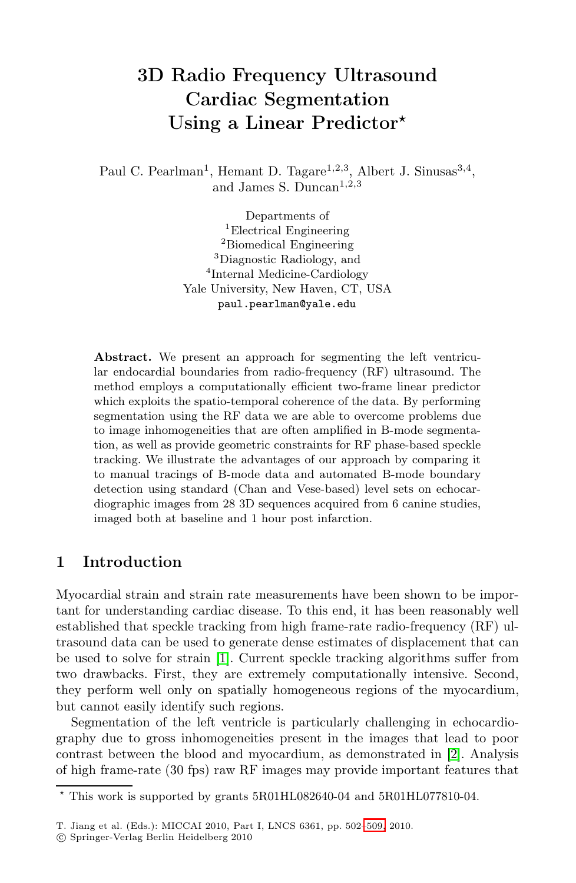# 3D Radio Frequency Ultrasound Cardiac Segmentation Using a Linear Predictor*

Paul C. Pearlman[1], Hemant D. Tagare[1,2,3], Albert J. Sinusas[3,4], and James S. Duncan[1,2,3]

Departments of
[1]Electrical Engineering
[2]Biomedical Engineering
[3]Diagnostic Radiology, and
[4]Internal Medicine-Cardiology
Yale University, New Haven, CT, USA
paul.pearlman@yale.edu

**Abstract.** We present an approach for segmenting the left ventricular endocardial boundaries from radio-frequency (RF) ultrasound. The method employs a computationally efficient two-frame linear predictor which exploits the spatio-temporal coherence of the data. By performing segmentation using the RF data we are able to overcome problems due to image inhomogeneities that are often amplified in B-mode segmentation, as well as provide geometric constraints for RF phase-based speckle tracking. We illustrate the advantages of our approach by comparing it to manual tracings of B-mode data and automated B-mode boundary detection using standard (Chan and Vese-based) level sets on echocardiographic images from 28 3D sequences acquired from 6 canine studies, imaged both at baseline and 1 hour post infarction.

## 1 Introduction

Myocardial strain and strain rate measurements have been shown to be important for understanding cardiac disease. To this end, it has been reasonably well established that speckle tracking from high frame-rate radio-frequency (RF) ultrasound data can be used to generate dense estimates of displacement that can be used to solve for strain [1]. Current speckle tracking algorithms suffer from two drawbacks. First, they are extremely computationally intensive. Second, they perform well only on spatially homogeneous regions of the myocardium, but cannot easily identify such regions.

Segmentation of the left ventricle is particularly challenging in echocardiography due to gross inhomogeneities present in the images that lead to poor contrast between the blood and myocardium, as demonstrated in [2]. Analysis of high frame-rate (30 fps) raw RF images may provide important features that

---

* This work is supported by grants 5R01HL082640-04 and 5R01HL077810-04.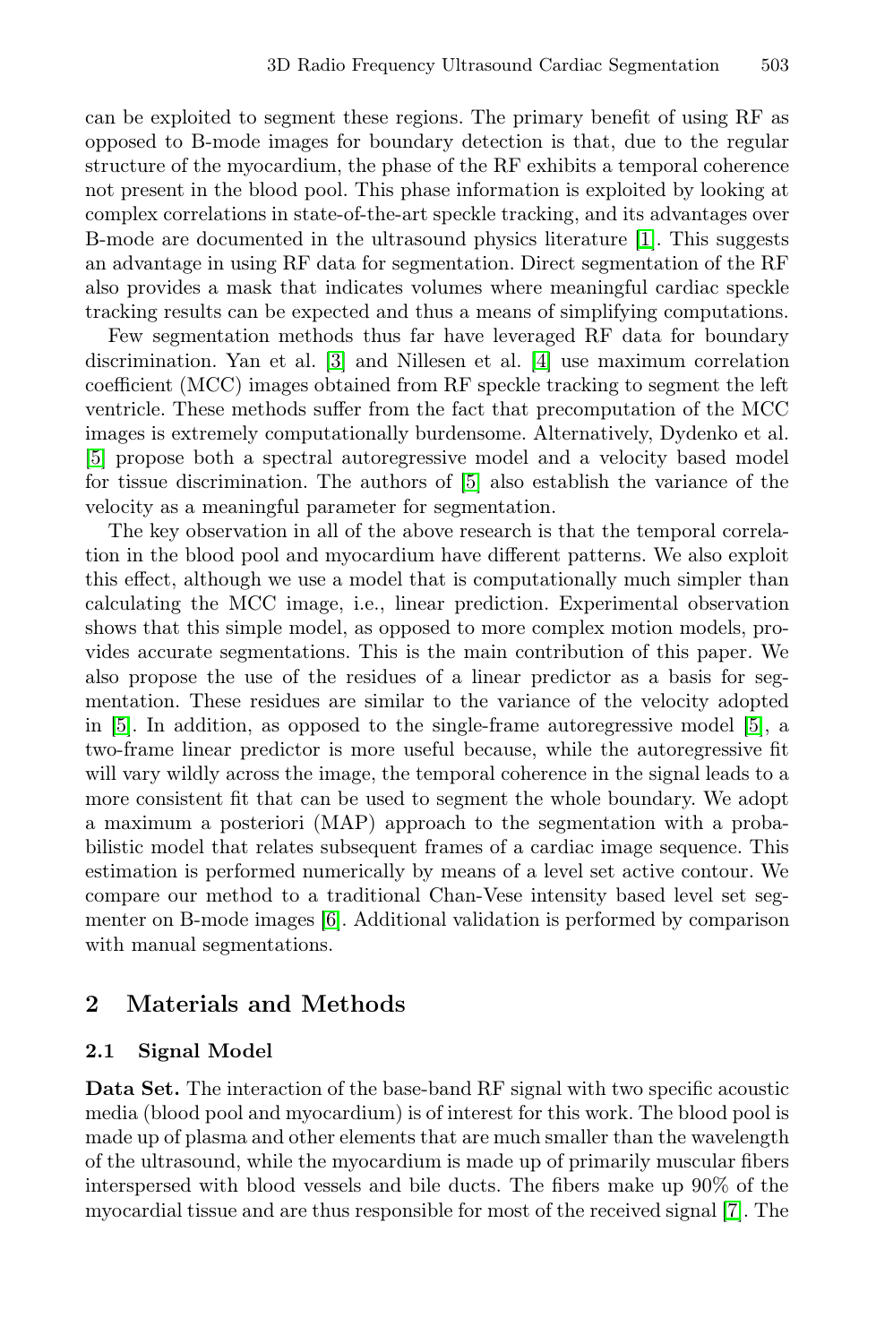can be exploited to segment these regions. The primary benefit of using RF as opposed to B-mode images for boundary detection is that, due to the regular structure of the myocardium, the phase of the RF exhibits a temporal coherence not present in the blood pool. This phase information is exploited by looking at complex correlations in state-of-the-art speckle tracking, and its advantages over B-mode are documented in the ultrasound physics literature [1]. This suggests an advantage in using RF data for segmentation. Direct segmentation of the RF also provides a mask that indicates volumes where meaningful cardiac speckle tracking results can be expected and thus a means of simplifying computations.

Few segmentation methods thus far have leveraged RF data for boundary discrimination. Yan et al. [3] and Nillesen et al. [4] use maximum correlation coefficient (MCC) images obtained from RF speckle tracking to segment the left ventricle. These methods suffer from the fact that precomputation of the MCC images is extremely computationally burdensome. Alternatively, Dydenko et al. [5] propose both a spectral autoregressive model and a velocity based model for tissue discrimination. The authors of [5] also establish the variance of the velocity as a meaningful parameter for segmentation.

The key observation in all of the above research is that the temporal correlation in the blood pool and myocardium have different patterns. We also exploit this effect, although we use a model that is computationally much simpler than calculating the MCC image, i.e., linear prediction. Experimental observation shows that this simple model, as opposed to more complex motion models, provides accurate segmentations. This is the main contribution of this paper. We also propose the use of the residues of a linear predictor as a basis for segmentation. These residues are similar to the variance of the velocity adopted in [5]. In addition, as opposed to the single-frame autoregressive model [5], a two-frame linear predictor is more useful because, while the autoregressive fit will vary wildly across the image, the temporal coherence in the signal leads to a more consistent fit that can be used to segment the whole boundary. We adopt a maximum a posteriori (MAP) approach to the segmentation with a probabilistic model that relates subsequent frames of a cardiac image sequence. This estimation is performed numerically by means of a level set active contour. We compare our method to a traditional Chan-Vese intensity based level set segmenter on B-mode images [6]. Additional validation is performed by comparison with manual segmentations.

## 2 Materials and Methods

### 2.1 Signal Model

**Data Set.** The interaction of the base-band RF signal with two specific acoustic media (blood pool and myocardium) is of interest for this work. The blood pool is made up of plasma and other elements that are much smaller than the wavelength of the ultrasound, while the myocardium is made up of primarily muscular fibers interspersed with blood vessels and bile ducts. The fibers make up 90% of the myocardial tissue and are thus responsible for most of the received signal [7]. The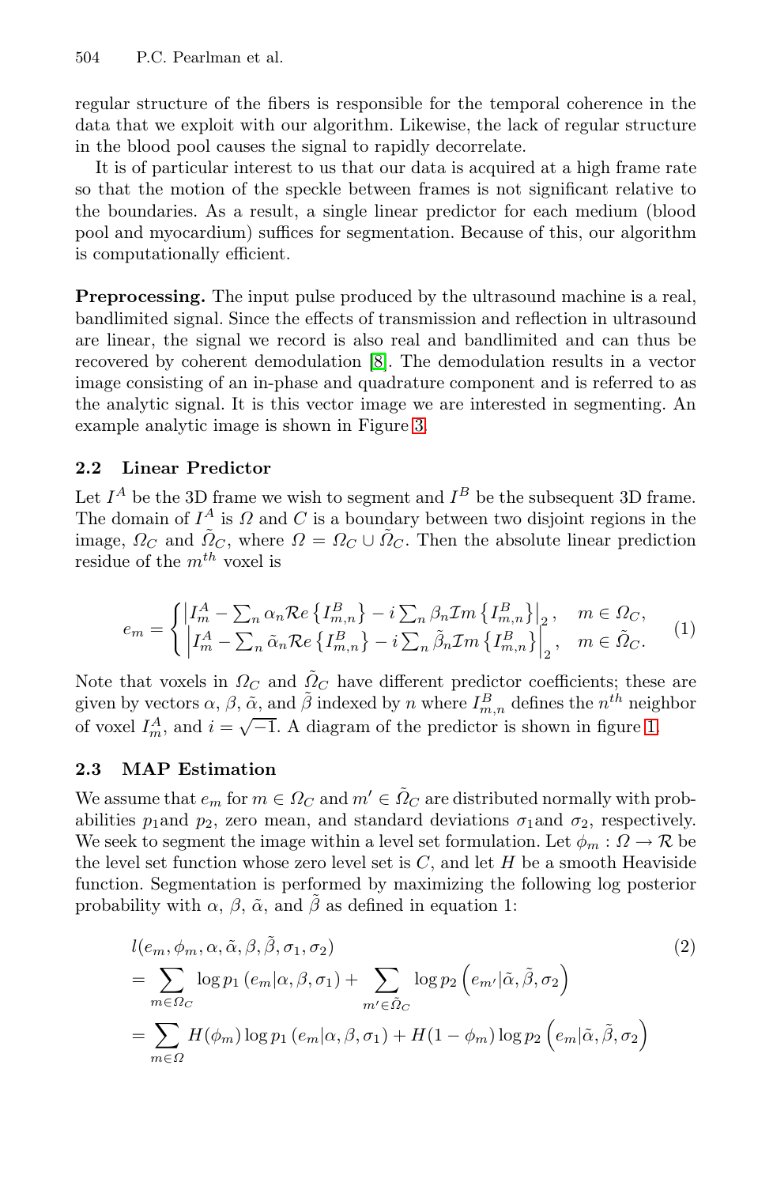regular structure of the fibers is responsible for the temporal coherence in the data that we exploit with our algorithm. Likewise, the lack of regular structure in the blood pool causes the signal to rapidly decorrelate.

It is of particular interest to us that our data is acquired at a high frame rate so that the motion of the speckle between frames is not significant relative to the boundaries. As a result, a single linear predictor for each medium (blood pool and myocardium) suffices for segmentation. Because of this, our algorithm is computationally efficient.

**Preprocessing.** The input pulse produced by the ultrasound machine is a real, bandlimited signal. Since the effects of transmission and reflection in ultrasound are linear, the signal we record is also real and bandlimited and can thus be recovered by coherent demodulation [8]. The demodulation results in a vector image consisting of an in-phase and quadrature component and is referred to as the analytic signal. It is this vector image we are interested in segmenting. An example analytic image is shown in Figure 3.

## 2.2 Linear Predictor

Let $I^A$ be the 3D frame we wish to segment and $I^B$ be the subsequent 3D frame. The domain of $I^A$ is $\Omega$ and $C$ is a boundary between two disjoint regions in the image, $\Omega_C$ and $\tilde{\Omega}_C$, where $\Omega = \Omega_C \cup \tilde{\Omega}_C$. Then the absolute linear prediction residue of the $m^{th}$ voxel is

$$e_m = \begin{cases} \left| I_m^A - \sum_n \alpha_n \mathcal{R}e\left\{I_{m,n}^B\right\} - i\sum_n \beta_n \mathcal{I}m\left\{I_{m,n}^B\right\}\right|_2, & m \in \Omega_C, \\ \left| I_m^A - \sum_n \tilde{\alpha}_n \mathcal{R}e\left\{I_{m,n}^B\right\} - i\sum_n \tilde{\beta}_n \mathcal{I}m\left\{I_{m,n}^B\right\}\right|_2, & m \in \tilde{\Omega}_C. \end{cases} \tag{1}$$

Note that voxels in $\Omega_C$ and $\tilde{\Omega}_C$ have different predictor coefficients; these are given by vectors $\alpha$, $\beta$, $\tilde{\alpha}$, and $\tilde{\beta}$ indexed by $n$ where $I_{m,n}^B$ defines the $n^{th}$ neighbor of voxel $I_m^A$, and $i = \sqrt{-1}$. A diagram of the predictor is shown in figure 1.

## 2.3 MAP Estimation

We assume that $e_m$ for $m \in \Omega_C$ and $m' \in \tilde{\Omega}_C$ are distributed normally with probabilities $p_1$and $p_2$, zero mean, and standard deviations $\sigma_1$and $\sigma_2$, respectively. We seek to segment the image within a level set formulation. Let $\phi_m : \Omega \rightarrow \mathcal{R}$ be the level set function whose zero level set is $C$, and let $H$ be a smooth Heaviside function. Segmentation is performed by maximizing the following log posterior probability with $\alpha$, $\beta$, $\tilde{\alpha}$, and $\tilde{\beta}$ as defined in equation 1:

$$\begin{aligned} & l(e_m, \phi_m, \alpha, \tilde{\alpha}, \beta, \tilde{\beta}, \sigma_1, \sigma_2) \\ &= \sum_{m \in \Omega_C} \log p_1\left(e_m|\alpha, \beta, \sigma_1\right) + \sum_{m' \in \tilde{\Omega}_C} \log p_2\left(e_{m'}|\tilde{\alpha}, \tilde{\beta}, \sigma_2\right) \\ &= \sum_{m \in \Omega} H(\phi_m)\log p_1\left(e_m|\alpha, \beta, \sigma_1\right) + H(1-\phi_m)\log p_2\left(e_m|\tilde{\alpha}, \tilde{\beta}, \sigma_2\right) \end{aligned} \tag{2}$$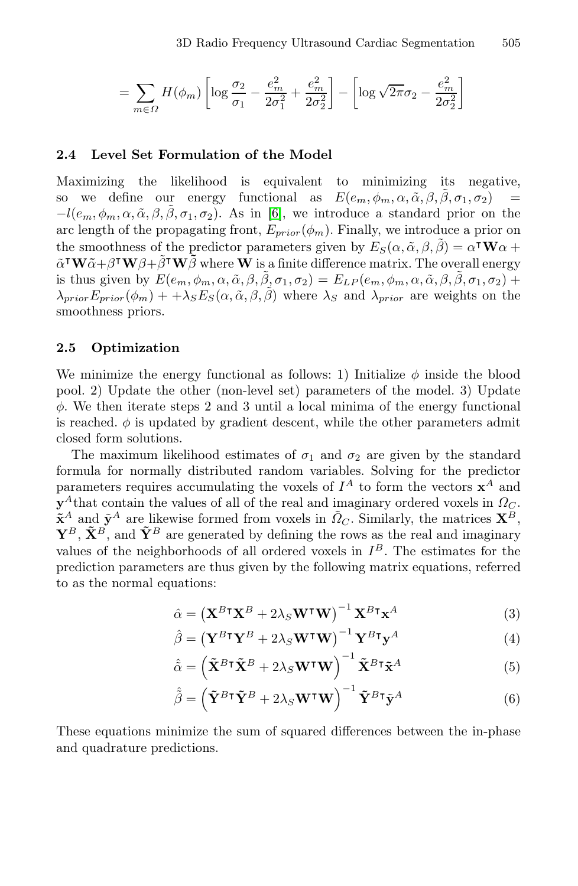$$= \sum_{m \in \Omega} H(\phi_m) \left[ \log \frac{\sigma_2}{\sigma_1} - \frac{e_m^2}{2\sigma_1^2} + \frac{e_m^2}{2\sigma_2^2} \right] - \left[ \log \sqrt{2\pi}\sigma_2 - \frac{e_m^2}{2\sigma_2^2} \right]$$

### 2.4 Level Set Formulation of the Model

Maximizing the likelihood is equivalent to minimizing its negative, so we define our energy functional as $E(e_m, \phi_m, \alpha, \tilde{\alpha}, \beta, \tilde{\beta}, \sigma_1, \sigma_2) = -l(e_m, \phi_m, \alpha, \tilde{\alpha}, \beta, \tilde{\beta}, \sigma_1, \sigma_2)$. As in [6], we introduce a standard prior on the arc length of the propagating front, $E_{prior}(\phi_m)$. Finally, we introduce a prior on the smoothness of the predictor parameters given by $E_S(\alpha, \tilde{\alpha}, \beta, \tilde{\beta}) = \alpha^\intercal \mathbf{W} \alpha + \tilde{\alpha}^\intercal \mathbf{W} \tilde{\alpha} + \beta^\intercal \mathbf{W} \beta + \tilde{\beta}^\intercal \mathbf{W} \tilde{\beta}$ where $\mathbf{W}$ is a finite difference matrix. The overall energy is thus given by $E(e_m, \phi_m, \alpha, \tilde{\alpha}, \beta, \tilde{\beta}, \sigma_1, \sigma_2) = E_{LP}(e_m, \phi_m, \alpha, \tilde{\alpha}, \beta, \tilde{\beta}, \sigma_1, \sigma_2) + \lambda_{prior} E_{prior}(\phi_m) + +\lambda_S E_S(\alpha, \tilde{\alpha}, \beta, \tilde{\beta})$ where $\lambda_S$ and $\lambda_{prior}$ are weights on the smoothness priors.

### 2.5 Optimization

We minimize the energy functional as follows: 1) Initialize $\phi$ inside the blood pool. 2) Update the other (non-level set) parameters of the model. 3) Update $\phi$. We then iterate steps 2 and 3 until a local minima of the energy functional is reached. $\phi$ is updated by gradient descent, while the other parameters admit closed form solutions.

The maximum likelihood estimates of $\sigma_1$ and $\sigma_2$ are given by the standard formula for normally distributed random variables. Solving for the predictor parameters requires accumulating the voxels of $I^A$ to form the vectors $\mathbf{x}^A$ and $\mathbf{y}^A$that contain the values of all of the real and imaginary ordered voxels in $\Omega_C$. $\tilde{\mathbf{x}}^A$ and $\tilde{\mathbf{y}}^A$ are likewise formed from voxels in $\tilde{\Omega}_C$. Similarly, the matrices $\mathbf{X}^B$, $\mathbf{Y}^B$, $\tilde{\mathbf{X}}^B$, and $\tilde{\mathbf{Y}}^B$ are generated by defining the rows as the real and imaginary values of the neighborhoods of all ordered voxels in $I^B$. The estimates for the prediction parameters are thus given by the following matrix equations, referred to as the normal equations:

$$\hat{\alpha} = \left( \mathbf{X}^{B\intercal} \mathbf{X}^B + 2\lambda_S \mathbf{W}^\intercal \mathbf{W} \right)^{-1} \mathbf{X}^{B\intercal} \mathbf{x}^A \tag{3}$$

$$\hat{\beta} = \left( \mathbf{Y}^{B\intercal} \mathbf{Y}^B + 2\lambda_S \mathbf{W}^\intercal \mathbf{W} \right)^{-1} \mathbf{Y}^{B\intercal} \mathbf{y}^A \tag{4}$$

$$\hat{\tilde{\alpha}} = \left( \tilde{\mathbf{X}}^{B\intercal} \tilde{\mathbf{X}}^B + 2\lambda_S \mathbf{W}^\intercal \mathbf{W} \right)^{-1} \tilde{\mathbf{X}}^{B\intercal} \tilde{\mathbf{x}}^A \tag{5}$$

$$\hat{\tilde{\beta}} = \left( \tilde{\mathbf{Y}}^{B\intercal} \tilde{\mathbf{Y}}^B + 2\lambda_S \mathbf{W}^\intercal \mathbf{W} \right)^{-1} \tilde{\mathbf{Y}}^{B\intercal} \tilde{\mathbf{y}}^A \tag{6}$$

These equations minimize the sum of squared differences between the in-phase and quadrature predictions.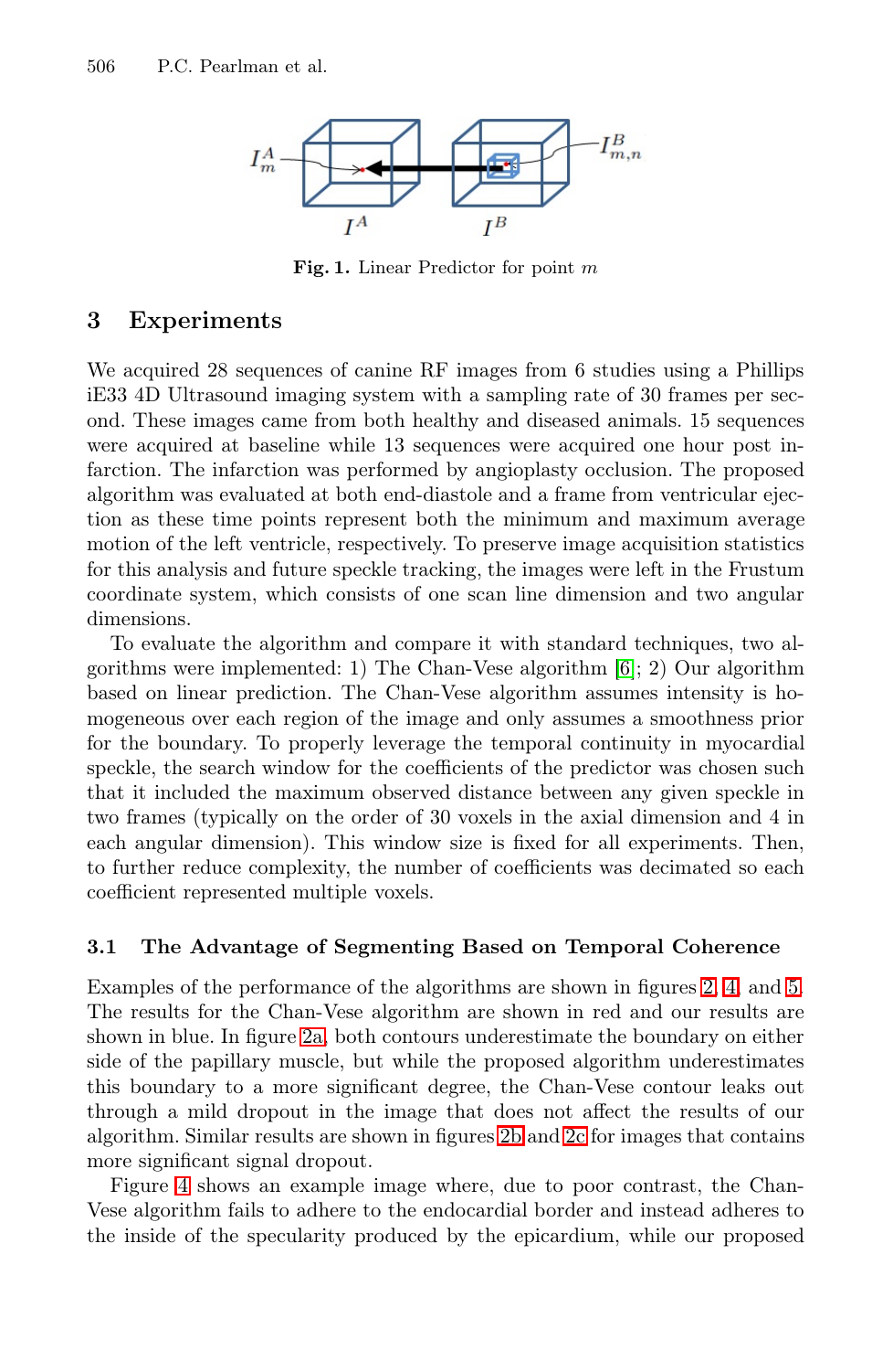Fig. 1. Linear Predictor for point $m$

## 3 Experiments

We acquired 28 sequences of canine RF images from 6 studies using a Phillips iE33 4D Ultrasound imaging system with a sampling rate of 30 frames per second. These images came from both healthy and diseased animals. 15 sequences were acquired at baseline while 13 sequences were acquired one hour post infarction. The infarction was performed by angioplasty occlusion. The proposed algorithm was evaluated at both end-diastole and a frame from ventricular ejection as these time points represent both the minimum and maximum average motion of the left ventricle, respectively. To preserve image acquisition statistics for this analysis and future speckle tracking, the images were left in the Frustum coordinate system, which consists of one scan line dimension and two angular dimensions.

To evaluate the algorithm and compare it with standard techniques, two algorithms were implemented: 1) The Chan-Vese algorithm [6]; 2) Our algorithm based on linear prediction. The Chan-Vese algorithm assumes intensity is homogeneous over each region of the image and only assumes a smoothness prior for the boundary. To properly leverage the temporal continuity in myocardial speckle, the search window for the coefficients of the predictor was chosen such that it included the maximum observed distance between any given speckle in two frames (typically on the order of 30 voxels in the axial dimension and 4 in each angular dimension). This window size is fixed for all experiments. Then, to further reduce complexity, the number of coefficients was decimated so each coefficient represented multiple voxels.

### 3.1 The Advantage of Segmenting Based on Temporal Coherence

Examples of the performance of the algorithms are shown in figures 2, 4, and 5. The results for the Chan-Vese algorithm are shown in red and our results are shown in blue. In figure 2a, both contours underestimate the boundary on either side of the papillary muscle, but while the proposed algorithm underestimates this boundary to a more significant degree, the Chan-Vese contour leaks out through a mild dropout in the image that does not affect the results of our algorithm. Similar results are shown in figures 2b and 2c for images that contains more significant signal dropout.

Figure 4 shows an example image where, due to poor contrast, the Chan-Vese algorithm fails to adhere to the endocardial border and instead adheres to the inside of the specularity produced by the epicardium, while our proposed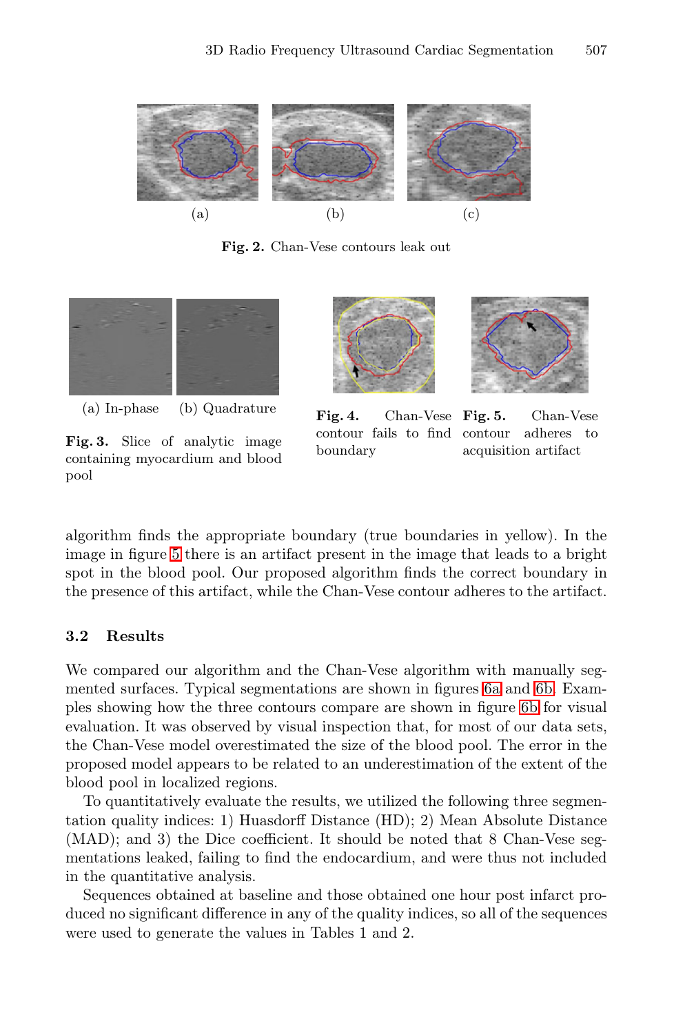(a) (b) (c)

**Fig. 2.** Chan-Vese contours leak out

(a) In-phase (b) Quadrature

**Fig. 3.** Slice of analytic image containing myocardium and blood pool

**Fig. 4.** Chan-Vese contour fails to find boundary

**Fig. 5.** Chan-Vese contour adheres to acquisition artifact

algorithm finds the appropriate boundary (true boundaries in yellow). In the image in figure 5 there is an artifact present in the image that leads to a bright spot in the blood pool. Our proposed algorithm finds the correct boundary in the presence of this artifact, while the Chan-Vese contour adheres to the artifact.

### 3.2 Results

We compared our algorithm and the Chan-Vese algorithm with manually segmented surfaces. Typical segmentations are shown in figures 6a and 6b. Examples showing how the three contours compare are shown in figure 6b for visual evaluation. It was observed by visual inspection that, for most of our data sets, the Chan-Vese model overestimated the size of the blood pool. The error in the proposed model appears to be related to an underestimation of the extent of the blood pool in localized regions.

To quantitatively evaluate the results, we utilized the following three segmentation quality indices: 1) Huasdorff Distance (HD); 2) Mean Absolute Distance (MAD); and 3) the Dice coefficient. It should be noted that 8 Chan-Vese segmentations leaked, failing to find the endocardium, and were thus not included in the quantitative analysis.

Sequences obtained at baseline and those obtained one hour post infarct produced no significant difference in any of the quality indices, so all of the sequences were used to generate the values in Tables 1 and 2.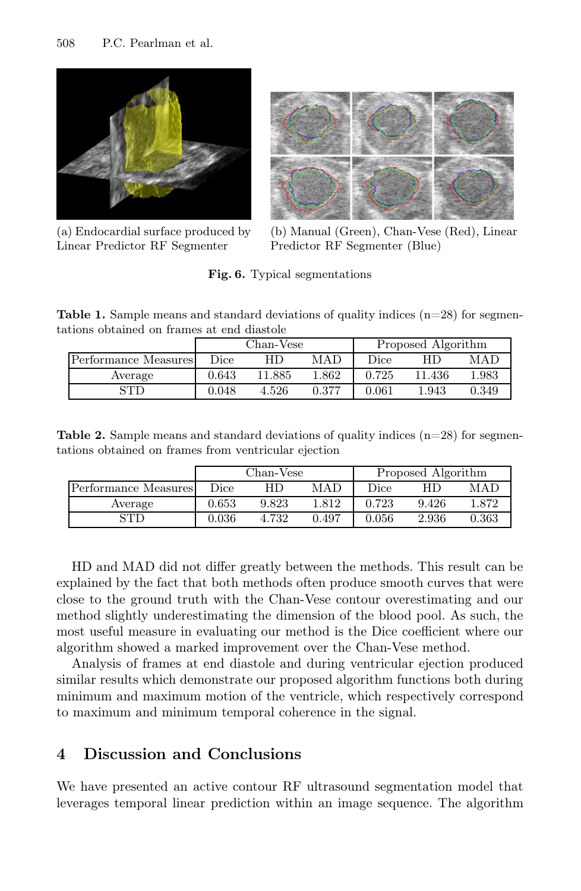(a) Endocardial surface produced by Linear Predictor RF Segmenter

(b) Manual (Green), Chan-Vese (Red), Linear Predictor RF Segmenter (Blue)

**Fig. 6.** Typical segmentations

**Table 1.** Sample means and standard deviations of quality indices (n=28) for segmentations obtained on frames at end diastole

| | Chan-Vese | | | Proposed Algorithm | | |
|---|---|---|---|---|---|---|
| Performance Measures | Dice | HD | MAD | Dice | HD | MAD |
| Average | 0.643 | 11.885 | 1.862 | 0.725 | 11.436 | 1.983 |
| STD | 0.048 | 4.526 | 0.377 | 0.061 | 1.943 | 0.349 |

**Table 2.** Sample means and standard deviations of quality indices (n=28) for segmentations obtained on frames from ventricular ejection

| | Chan-Vese | | | Proposed Algorithm | | |
|---|---|---|---|---|---|---|
| Performance Measures | Dice | HD | MAD | Dice | HD | MAD |
| Average | 0.653 | 9.823 | 1.812 | 0.723 | 9.426 | 1.872 |
| STD | 0.036 | 4.732 | 0.497 | 0.056 | 2.936 | 0.363 |

HD and MAD did not differ greatly between the methods. This result can be explained by the fact that both methods often produce smooth curves that were close to the ground truth with the Chan-Vese contour overestimating and our method slightly underestimating the dimension of the blood pool. As such, the most useful measure in evaluating our method is the Dice coefficient where our algorithm showed a marked improvement over the Chan-Vese method.

Analysis of frames at end diastole and during ventricular ejection produced similar results which demonstrate our proposed algorithm functions both during minimum and maximum motion of the ventricle, which respectively correspond to maximum and minimum temporal coherence in the signal.

## 4 Discussion and Conclusions

We have presented an active contour RF ultrasound segmentation model that leverages temporal linear prediction within an image sequence. The algorithm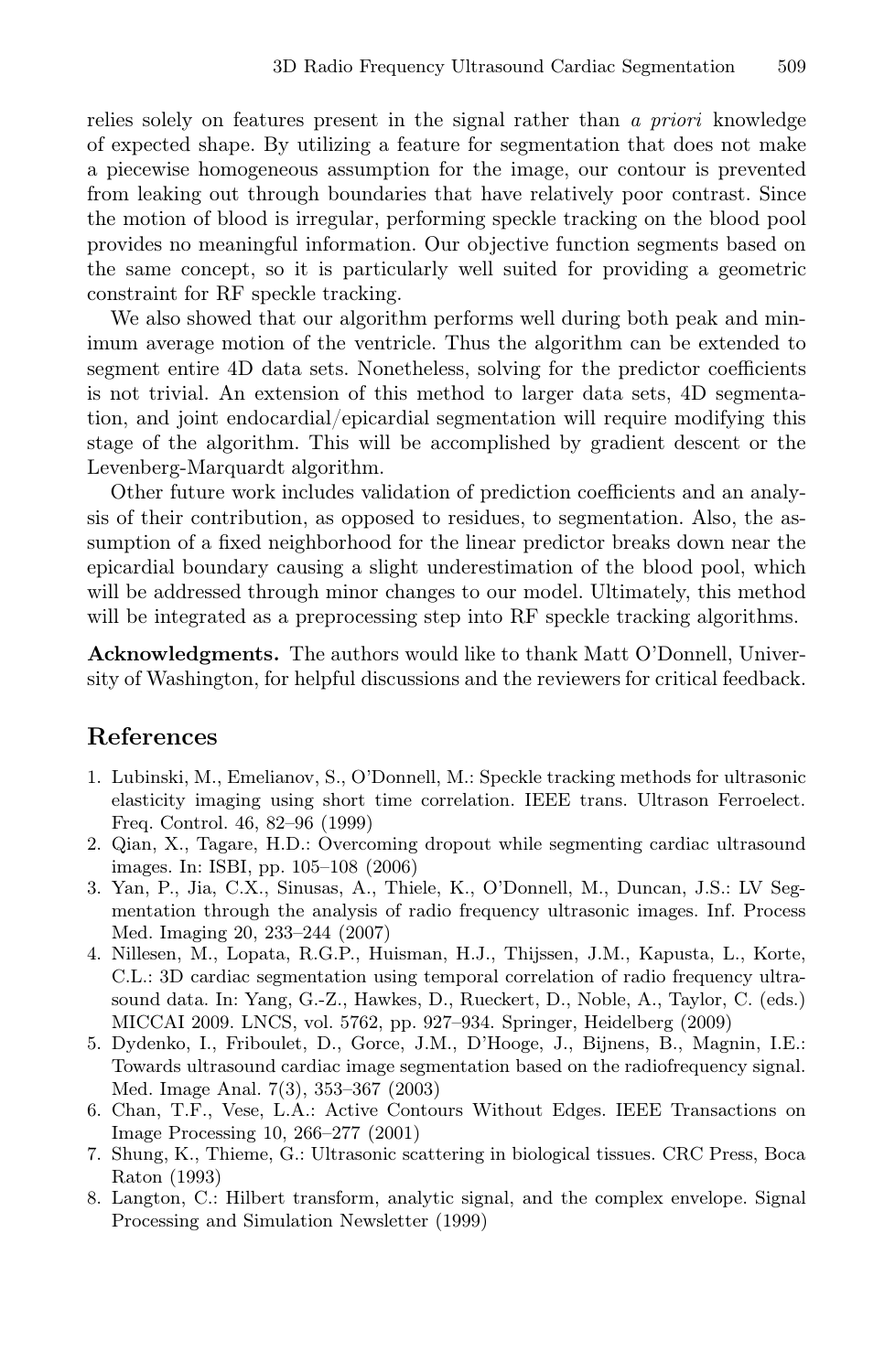relies solely on features present in the signal rather than *a priori* knowledge of expected shape. By utilizing a feature for segmentation that does not make a piecewise homogeneous assumption for the image, our contour is prevented from leaking out through boundaries that have relatively poor contrast. Since the motion of blood is irregular, performing speckle tracking on the blood pool provides no meaningful information. Our objective function segments based on the same concept, so it is particularly well suited for providing a geometric constraint for RF speckle tracking.

We also showed that our algorithm performs well during both peak and minimum average motion of the ventricle. Thus the algorithm can be extended to segment entire 4D data sets. Nonetheless, solving for the predictor coefficients is not trivial. An extension of this method to larger data sets, 4D segmentation, and joint endocardial/epicardial segmentation will require modifying this stage of the algorithm. This will be accomplished by gradient descent or the Levenberg-Marquardt algorithm.

Other future work includes validation of prediction coefficients and an analysis of their contribution, as opposed to residues, to segmentation. Also, the assumption of a fixed neighborhood for the linear predictor breaks down near the epicardial boundary causing a slight underestimation of the blood pool, which will be addressed through minor changes to our model. Ultimately, this method will be integrated as a preprocessing step into RF speckle tracking algorithms.

**Acknowledgments.** The authors would like to thank Matt O'Donnell, University of Washington, for helpful discussions and the reviewers for critical feedback.

## References

1. Lubinski, M., Emelianov, S., O'Donnell, M.: Speckle tracking methods for ultrasonic elasticity imaging using short time correlation. IEEE trans. Ultrason Ferroelect. Freq. Control. 46, 82–96 (1999)
2. Qian, X., Tagare, H.D.: Overcoming dropout while segmenting cardiac ultrasound images. In: ISBI, pp. 105–108 (2006)
3. Yan, P., Jia, C.X., Sinusas, A., Thiele, K., O'Donnell, M., Duncan, J.S.: LV Segmentation through the analysis of radio frequency ultrasonic images. Inf. Process Med. Imaging 20, 233–244 (2007)
4. Nillesen, M., Lopata, R.G.P., Huisman, H.J., Thijssen, J.M., Kapusta, L., Korte, C.L.: 3D cardiac segmentation using temporal correlation of radio frequency ultrasound data. In: Yang, G.-Z., Hawkes, D., Rueckert, D., Noble, A., Taylor, C. (eds.) MICCAI 2009. LNCS, vol. 5762, pp. 927–934. Springer, Heidelberg (2009)
5. Dydenko, I., Friboulet, D., Gorce, J.M., D'Hooge, J., Bijnens, B., Magnin, I.E.: Towards ultrasound cardiac image segmentation based on the radiofrequency signal. Med. Image Anal. 7(3), 353–367 (2003)
6. Chan, T.F., Vese, L.A.: Active Contours Without Edges. IEEE Transactions on Image Processing 10, 266–277 (2001)
7. Shung, K., Thieme, G.: Ultrasonic scattering in biological tissues. CRC Press, Boca Raton (1993)
8. Langton, C.: Hilbert transform, analytic signal, and the complex envelope. Signal Processing and Simulation Newsletter (1999)